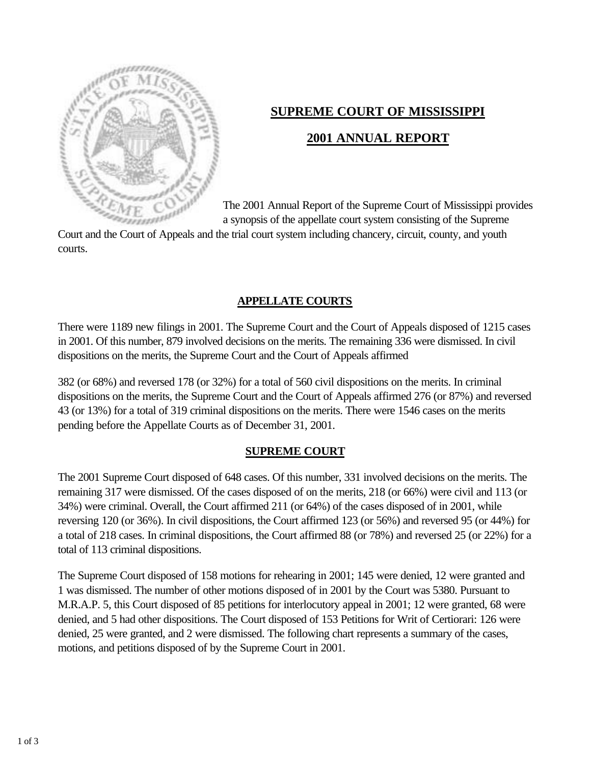# SUPREME COURT OF MISSISSIPPI

## 2001 ANNUAL REPORT

The 2001 Annual Report of the Supreme Court of Mississippi provides a synopsis of the appellate court system consisting of the Supreme Court and the Court of Appeals and the trial court system including chancery, circuit, county, and youth courts.

## APPELLATE COURTS

There were 1189 new filings in 2001. The Supreme Court and the Court of Appeals disposed of 1215 cases in 2001. Of this number, 879 involved decisions on the merits. The remaining 336 were dismissed. In civil dispositions on the merits, the Supreme Court and the Court of Appeals affirmed

382 (or 68%) and reversed 178 (or 32%) for a total of 560 civil dispositions on the merits. In criminal dispositions on the merits, the Supreme Court and the Court of Appeals affirmed 276 (or 87%) and reversed 43 (or 13%) for a total of 319 criminal dispositions on the merits. There were 1546 cases on the merits pending before the Appellate Courts as of December 31, 2001.

## SUPREME COURT

The 2001 Supreme Court disposed of 648 cases. Of this number, 331 involved decisions on the merits. The remaining 317 were dismissed. Of the cases disposed of on the merits, 218 (or 66%) were civil and 113 (or 34%) were criminal. Overall, the Court affirmed 211 (or 64%) of the cases disposed of in 2001, while reversing 120 (or 36%). In civil dispositions, the Court affirmed 123 (or 56%) and reversed 95 (or 44%) for a total of 218 cases. In criminal dispositions, the Court affirmed 88 (or 78%) and reversed 25 (or 22%) for a total of 113 criminal dispositions.

The Supreme Court disposed of 158 motions for rehearing in 2001; 145 were denied, 12 were granted and 1 was dismissed. The number of other motions disposed of in 2001 by the Court was 5380. Pursuant to M.R.A.P. 5, this Court disposed of 85 petitions for interlocutory appeal in 2001; 12 were granted, 68 were denied, and 5 had other dispositions. The Court disposed of 153 Petitions for Writ of Certiorari: 126 were denied, 25 were granted, and 2 were dismissed. The following chart represents a summary of the cases, motions, and petitions disposed of by the Supreme Court in 2001.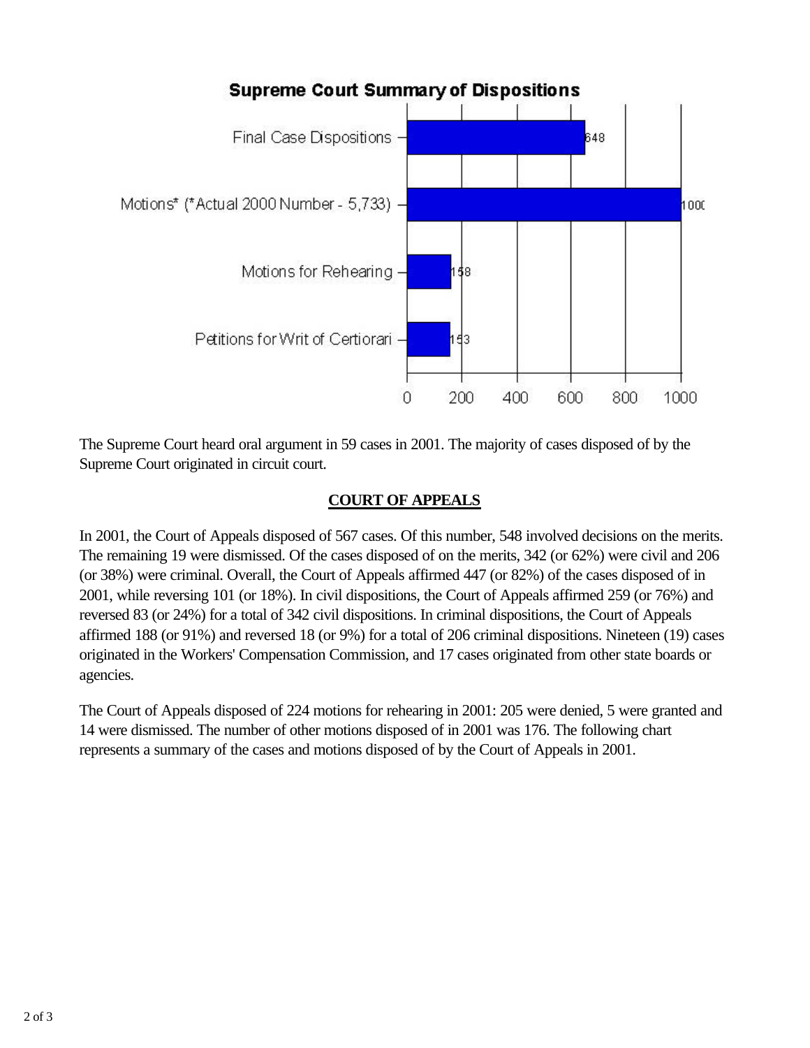**Supreme Court Summary of Dispositions**

| Category | Number |
|---|---|
| Final Case Dispositions | 648 |
| Motions* (*Actual 2000 Number - 5,733) | 1000 |
| Motions for Rehearing | 158 |
| Petitions for Writ of Certiorari | 153 |

The Supreme Court heard oral argument in 59 cases in 2001. The majority of cases disposed of by the Supreme Court originated in circuit court.

## COURT OF APPEALS

In 2001, the Court of Appeals disposed of 567 cases. Of this number, 548 involved decisions on the merits. The remaining 19 were dismissed. Of the cases disposed of on the merits, 342 (or 62%) were civil and 206 (or 38%) were criminal. Overall, the Court of Appeals affirmed 447 (or 82%) of the cases disposed of in 2001, while reversing 101 (or 18%). In civil dispositions, the Court of Appeals affirmed 259 (or 76%) and reversed 83 (or 24%) for a total of 342 civil dispositions. In criminal dispositions, the Court of Appeals affirmed 188 (or 91%) and reversed 18 (or 9%) for a total of 206 criminal dispositions. Nineteen (19) cases originated in the Workers' Compensation Commission, and 17 cases originated from other state boards or agencies.

The Court of Appeals disposed of 224 motions for rehearing in 2001: 205 were denied, 5 were granted and 14 were dismissed. The number of other motions disposed of in 2001 was 176. The following chart represents a summary of the cases and motions disposed of by the Court of Appeals in 2001.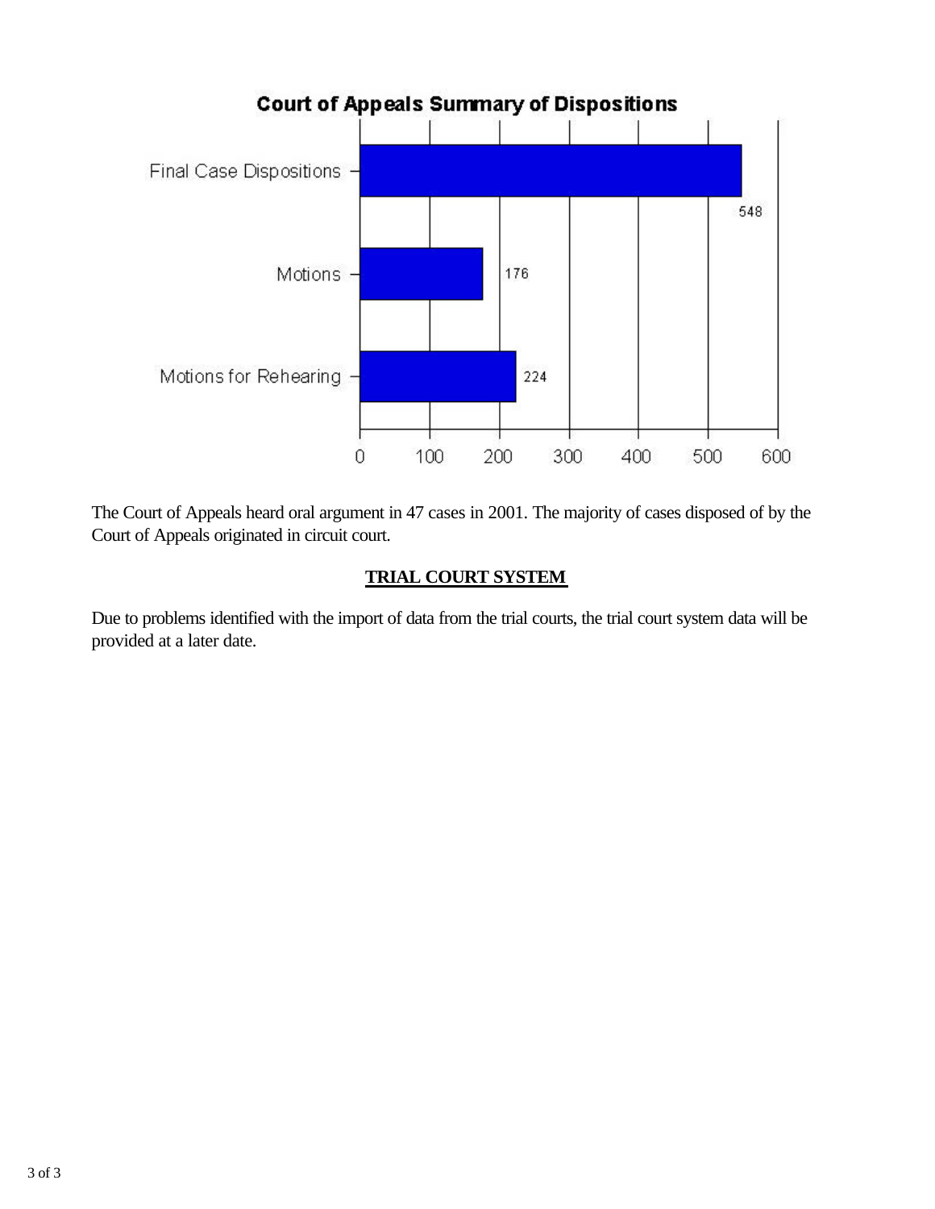Court of Appeals Summary of Dispositions

Final Case Dispositions
548

Motions
176

Motions for Rehearing
224

0
100
200
300
400
500
600

The Court of Appeals heard oral argument in 47 cases in 2001. The majority of cases disposed of by the Court of Appeals originated in circuit court.

## TRIAL COURT SYSTEM

Due to problems identified with the import of data from the trial courts, the trial court system data will be provided at a later date.